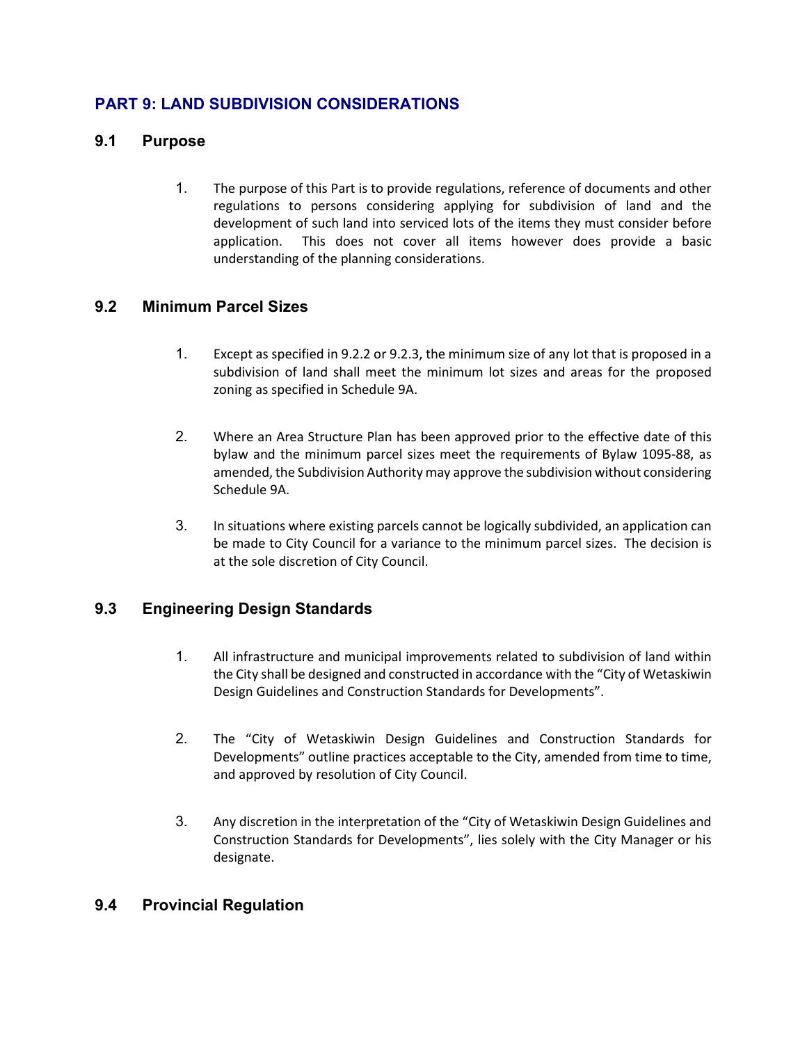# PART 9: LAND SUBDIVISION CONSIDERATIONS

## 9.1 Purpose

1. The purpose of this Part is to provide regulations, reference of documents and other regulations to persons considering applying for subdivision of land and the development of such land into serviced lots of the items they must consider before application. This does not cover all items however does provide a basic understanding of the planning considerations.

## 9.2 Minimum Parcel Sizes

1. Except as specified in 9.2.2 or 9.2.3, the minimum size of any lot that is proposed in a subdivision of land shall meet the minimum lot sizes and areas for the proposed zoning as specified in Schedule 9A.

2. Where an Area Structure Plan has been approved prior to the effective date of this bylaw and the minimum parcel sizes meet the requirements of Bylaw 1095-88, as amended, the Subdivision Authority may approve the subdivision without considering Schedule 9A.

3. In situations where existing parcels cannot be logically subdivided, an application can be made to City Council for a variance to the minimum parcel sizes. The decision is at the sole discretion of City Council.

## 9.3 Engineering Design Standards

1. All infrastructure and municipal improvements related to subdivision of land within the City shall be designed and constructed in accordance with the "City of Wetaskiwin Design Guidelines and Construction Standards for Developments".

2. The "City of Wetaskiwin Design Guidelines and Construction Standards for Developments" outline practices acceptable to the City, amended from time to time, and approved by resolution of City Council.

3. Any discretion in the interpretation of the "City of Wetaskiwin Design Guidelines and Construction Standards for Developments", lies solely with the City Manager or his designate.

## 9.4 Provincial Regulation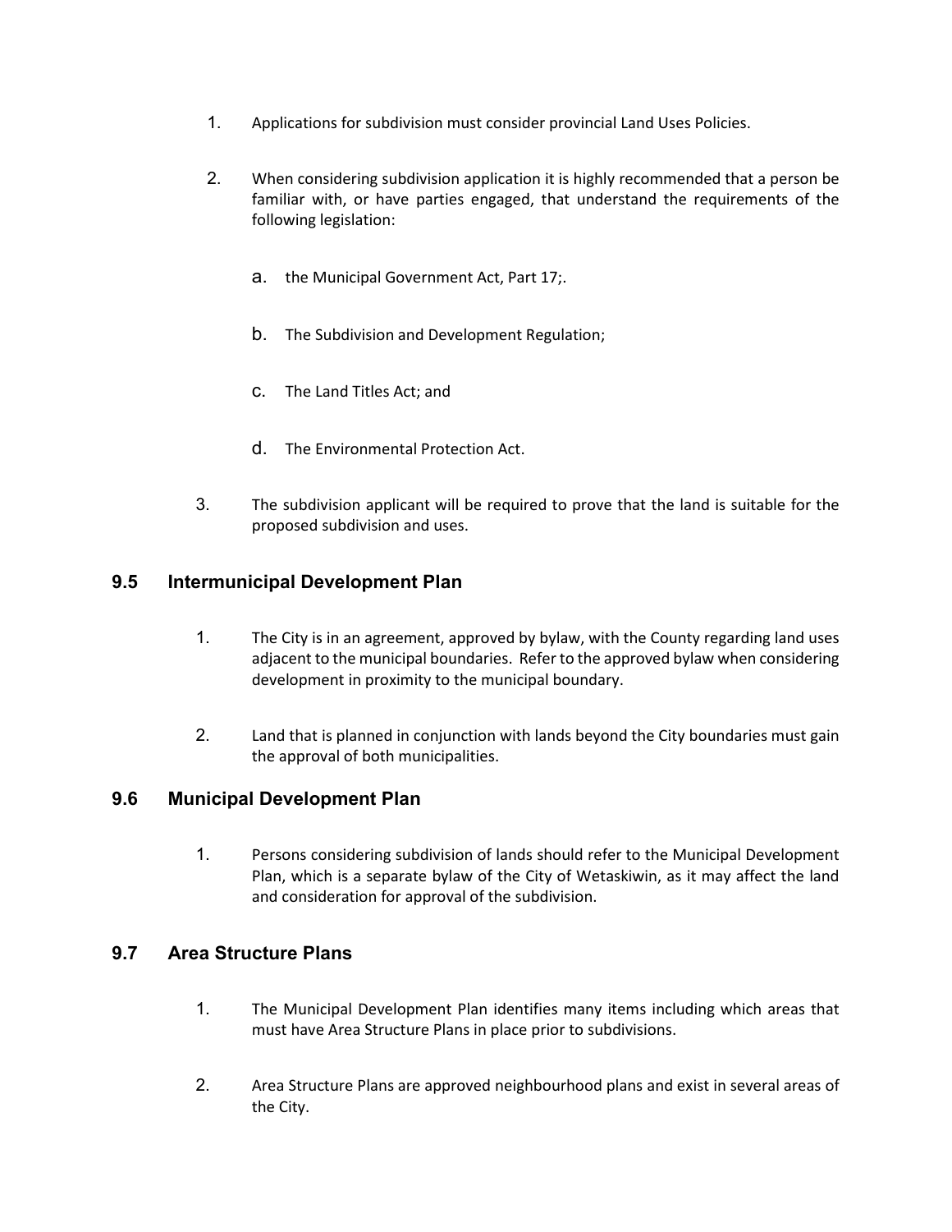1. Applications for subdivision must consider provincial Land Uses Policies.

2. When considering subdivision application it is highly recommended that a person be familiar with, or have parties engaged, that understand the requirements of the following legislation:

   a. the Municipal Government Act, Part 17;.

   b. The Subdivision and Development Regulation;

   c. The Land Titles Act; and

   d. The Environmental Protection Act.

3. The subdivision applicant will be required to prove that the land is suitable for the proposed subdivision and uses.

## 9.5 Intermunicipal Development Plan

1. The City is in an agreement, approved by bylaw, with the County regarding land uses adjacent to the municipal boundaries. Refer to the approved bylaw when considering development in proximity to the municipal boundary.

2. Land that is planned in conjunction with lands beyond the City boundaries must gain the approval of both municipalities.

## 9.6 Municipal Development Plan

1. Persons considering subdivision of lands should refer to the Municipal Development Plan, which is a separate bylaw of the City of Wetaskiwin, as it may affect the land and consideration for approval of the subdivision.

## 9.7 Area Structure Plans

1. The Municipal Development Plan identifies many items including which areas that must have Area Structure Plans in place prior to subdivisions.

2. Area Structure Plans are approved neighbourhood plans and exist in several areas of the City.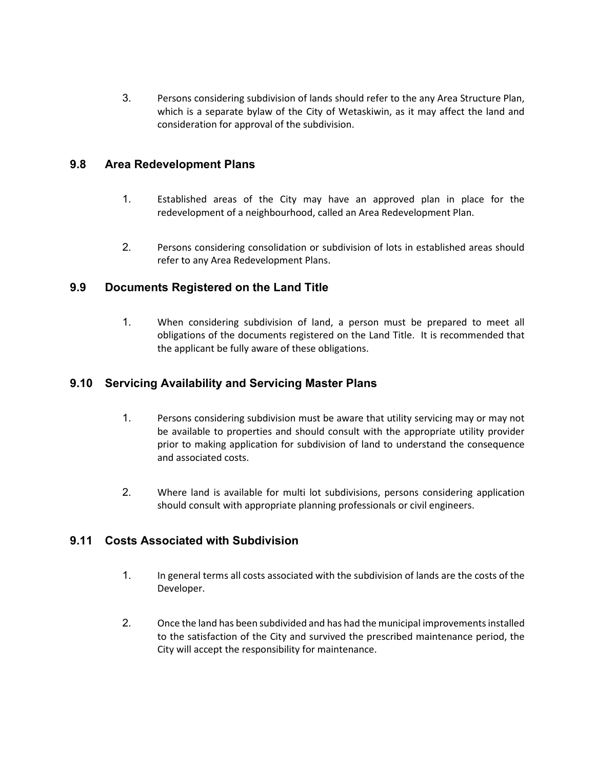3. Persons considering subdivision of lands should refer to the any Area Structure Plan, which is a separate bylaw of the City of Wetaskiwin, as it may affect the land and consideration for approval of the subdivision.

## 9.8 Area Redevelopment Plans

1. Established areas of the City may have an approved plan in place for the redevelopment of a neighbourhood, called an Area Redevelopment Plan.

2. Persons considering consolidation or subdivision of lots in established areas should refer to any Area Redevelopment Plans.

## 9.9 Documents Registered on the Land Title

1. When considering subdivision of land, a person must be prepared to meet all obligations of the documents registered on the Land Title. It is recommended that the applicant be fully aware of these obligations.

## 9.10 Servicing Availability and Servicing Master Plans

1. Persons considering subdivision must be aware that utility servicing may or may not be available to properties and should consult with the appropriate utility provider prior to making application for subdivision of land to understand the consequence and associated costs.

2. Where land is available for multi lot subdivisions, persons considering application should consult with appropriate planning professionals or civil engineers.

## 9.11 Costs Associated with Subdivision

1. In general terms all costs associated with the subdivision of lands are the costs of the Developer.

2. Once the land has been subdivided and has had the municipal improvements installed to the satisfaction of the City and survived the prescribed maintenance period, the City will accept the responsibility for maintenance.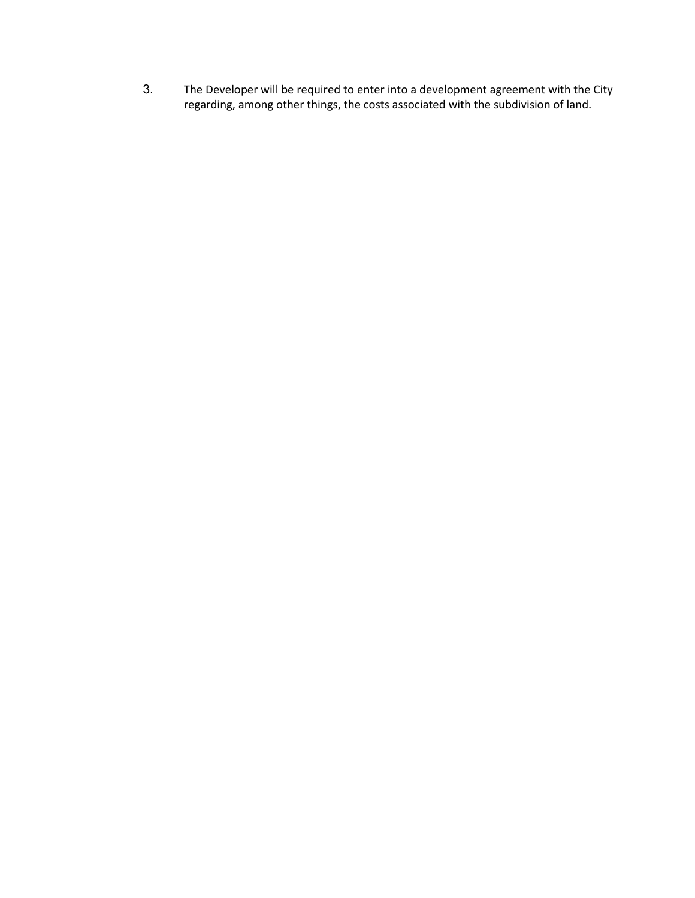3. The Developer will be required to enter into a development agreement with the City regarding, among other things, the costs associated with the subdivision of land.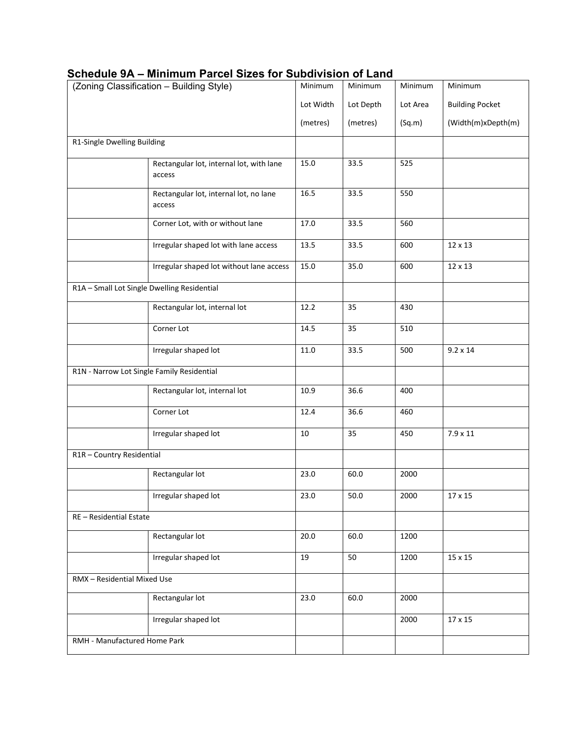## Schedule 9A – Minimum Parcel Sizes for Subdivision of Land

| (Zoning Classification – Building Style) | | Minimum Lot Width (metres) | Minimum Lot Depth (metres) | Minimum Lot Area (Sq.m) | Minimum Building Pocket (Width(m)xDepth(m) |
|---|---|---|---|---|---|
| R1-Single Dwelling Building | | | | | |
| | Rectangular lot, internal lot, with lane access | 15.0 | 33.5 | 525 | |
| | Rectangular lot, internal lot, no lane access | 16.5 | 33.5 | 550 | |
| | Corner Lot, with or without lane | 17.0 | 33.5 | 560 | |
| | Irregular shaped lot with lane access | 13.5 | 33.5 | 600 | 12 x 13 |
| | Irregular shaped lot without lane access | 15.0 | 35.0 | 600 | 12 x 13 |
| R1A – Small Lot Single Dwelling Residential | | | | | |
| | Rectangular lot, internal lot | 12.2 | 35 | 430 | |
| | Corner Lot | 14.5 | 35 | 510 | |
| | Irregular shaped lot | 11.0 | 33.5 | 500 | 9.2 x 14 |
| R1N - Narrow Lot Single Family Residential | | | | | |
| | Rectangular lot, internal lot | 10.9 | 36.6 | 400 | |
| | Corner Lot | 12.4 | 36.6 | 460 | |
| | Irregular shaped lot | 10 | 35 | 450 | 7.9 x 11 |
| R1R – Country Residential | | | | | |
| | Rectangular lot | 23.0 | 60.0 | 2000 | |
| | Irregular shaped lot | 23.0 | 50.0 | 2000 | 17 x 15 |
| RE – Residential Estate | | | | | |
| | Rectangular lot | 20.0 | 60.0 | 1200 | |
| | Irregular shaped lot | 19 | 50 | 1200 | 15 x 15 |
| RMX – Residential Mixed Use | | | | | |
| | Rectangular lot | 23.0 | 60.0 | 2000 | |
| | Irregular shaped lot | | | 2000 | 17 x 15 |
| RMH - Manufactured Home Park | | | | | |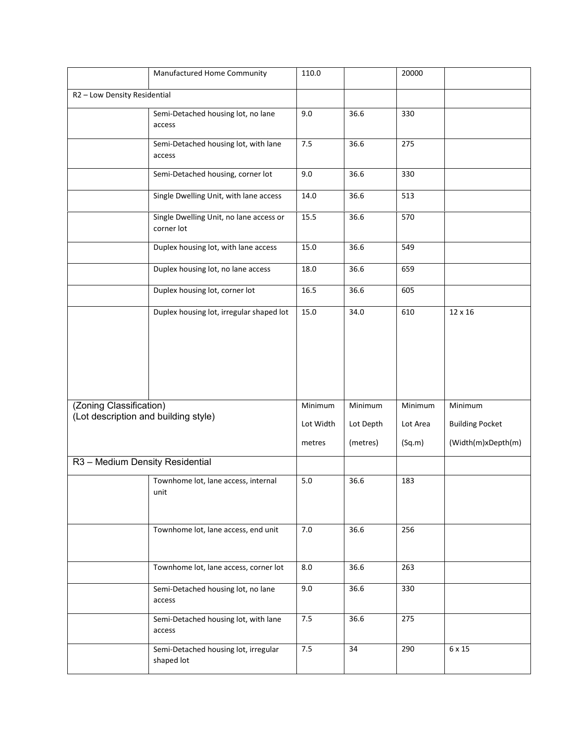| | | | | | |
|---|---|---|---|---|---|
| | Manufactured Home Community | 110.0 | | 20000 | |
| R2 – Low Density Residential | | | | | |
| | Semi-Detached housing lot, no lane access | 9.0 | 36.6 | 330 | |
| | Semi-Detached housing lot, with lane access | 7.5 | 36.6 | 275 | |
| | Semi-Detached housing, corner lot | 9.0 | 36.6 | 330 | |
| | Single Dwelling Unit, with lane access | 14.0 | 36.6 | 513 | |
| | Single Dwelling Unit, no lane access or corner lot | 15.5 | 36.6 | 570 | |
| | Duplex housing lot, with lane access | 15.0 | 36.6 | 549 | |
| | Duplex housing lot, no lane access | 18.0 | 36.6 | 659 | |
| | Duplex housing lot, corner lot | 16.5 | 36.6 | 605 | |
| | Duplex housing lot, irregular shaped lot | 15.0 | 34.0 | 610 | 12 x 16 |
| (Zoning Classification) (Lot description and building style) | | Minimum Lot Width metres | Minimum Lot Depth (metres) | Minimum Lot Area (Sq.m) | Minimum Building Pocket (Width(m)xDepth(m) |
| R3 – Medium Density Residential | | | | | |
| | Townhome lot, lane access, internal unit | 5.0 | 36.6 | 183 | |
| | Townhome lot, lane access, end unit | 7.0 | 36.6 | 256 | |
| | Townhome lot, lane access, corner lot | 8.0 | 36.6 | 263 | |
| | Semi-Detached housing lot, no lane access | 9.0 | 36.6 | 330 | |
| | Semi-Detached housing lot, with lane access | 7.5 | 36.6 | 275 | |
| | Semi-Detached housing lot, irregular shaped lot | 7.5 | 34 | 290 | 6 x 15 |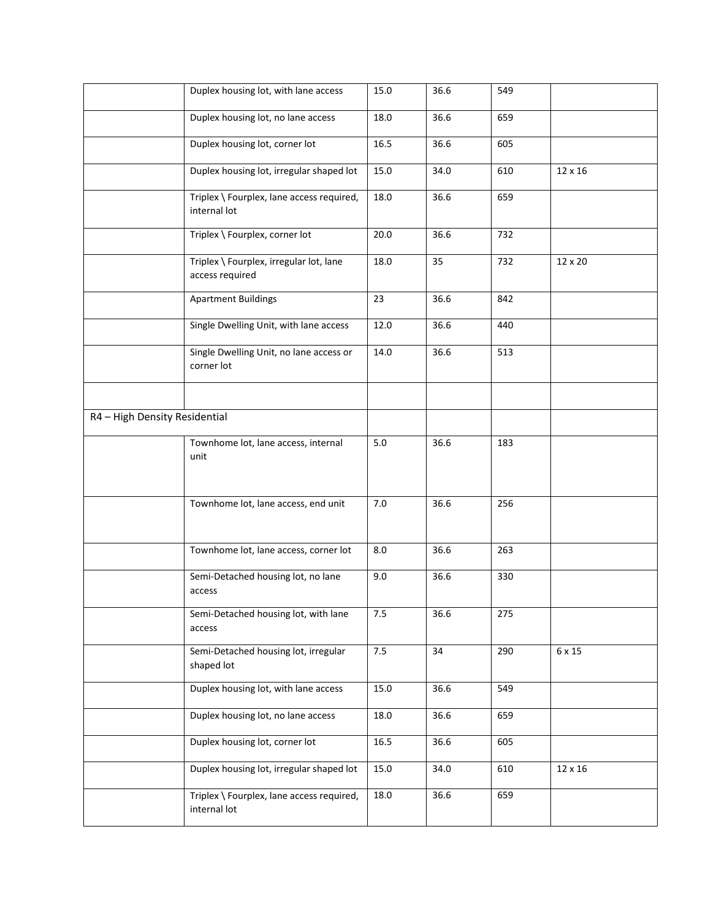|  |  |  |  |  |  |
|---|---|---|---|---|---|
|  | Duplex housing lot, with lane access | 15.0 | 36.6 | 549 |  |
|  | Duplex housing lot, no lane access | 18.0 | 36.6 | 659 |  |
|  | Duplex housing lot, corner lot | 16.5 | 36.6 | 605 |  |
|  | Duplex housing lot, irregular shaped lot | 15.0 | 34.0 | 610 | 12 x 16 |
|  | Triplex \ Fourplex, lane access required, internal lot | 18.0 | 36.6 | 659 |  |
|  | Triplex \ Fourplex, corner lot | 20.0 | 36.6 | 732 |  |
|  | Triplex \ Fourplex, irregular lot, lane access required | 18.0 | 35 | 732 | 12 x 20 |
|  | Apartment Buildings | 23 | 36.6 | 842 |  |
|  | Single Dwelling Unit, with lane access | 12.0 | 36.6 | 440 |  |
|  | Single Dwelling Unit, no lane access or corner lot | 14.0 | 36.6 | 513 |  |
|  |  |  |  |  |  |
| R4 – High Density Residential |  |  |  |  |  |
|  | Townhome lot, lane access, internal unit | 5.0 | 36.6 | 183 |  |
|  | Townhome lot, lane access, end unit | 7.0 | 36.6 | 256 |  |
|  | Townhome lot, lane access, corner lot | 8.0 | 36.6 | 263 |  |
|  | Semi-Detached housing lot, no lane access | 9.0 | 36.6 | 330 |  |
|  | Semi-Detached housing lot, with lane access | 7.5 | 36.6 | 275 |  |
|  | Semi-Detached housing lot, irregular shaped lot | 7.5 | 34 | 290 | 6 x 15 |
|  | Duplex housing lot, with lane access | 15.0 | 36.6 | 549 |  |
|  | Duplex housing lot, no lane access | 18.0 | 36.6 | 659 |  |
|  | Duplex housing lot, corner lot | 16.5 | 36.6 | 605 |  |
|  | Duplex housing lot, irregular shaped lot | 15.0 | 34.0 | 610 | 12 x 16 |
|  | Triplex \ Fourplex, lane access required, internal lot | 18.0 | 36.6 | 659 |  |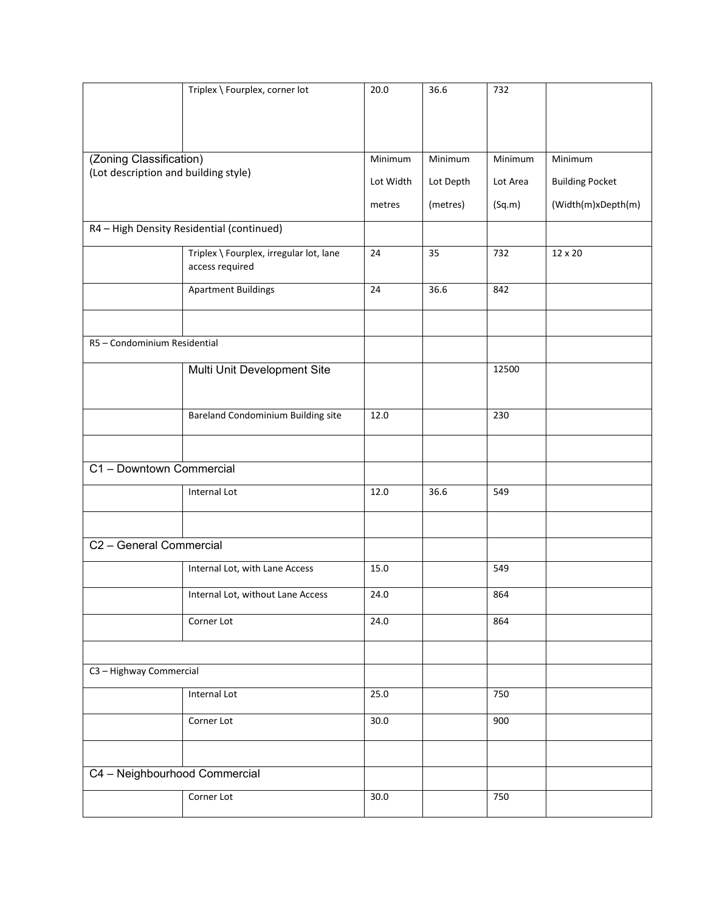| | Triplex \ Fourplex, corner lot | 20.0 | 36.6 | 732 | |
|---|---|---|---|---|---|
| (Zoning Classification) (Lot description and building style) | | Minimum Lot Width metres | Minimum Lot Depth (metres) | Minimum Lot Area (Sq.m) | Minimum Building Pocket (Width(m)xDepth(m) |
| R4 – High Density Residential (continued) | | | | | |
| | Triplex \ Fourplex, irregular lot, lane access required | 24 | 35 | 732 | 12 x 20 |
| | Apartment Buildings | 24 | 36.6 | 842 | |
| | | | | | |
| R5 – Condominium Residential | | | | | |
| | Multi Unit Development Site | | | 12500 | |
| | Bareland Condominium Building site | 12.0 | | 230 | |
| | | | | | |
| C1 – Downtown Commercial | | | | | |
| | Internal Lot | 12.0 | 36.6 | 549 | |
| | | | | | |
| C2 – General Commercial | | | | | |
| | Internal Lot, with Lane Access | 15.0 | | 549 | |
| | Internal Lot, without Lane Access | 24.0 | | 864 | |
| | Corner Lot | 24.0 | | 864 | |
| | | | | | |
| C3 – Highway Commercial | | | | | |
| | Internal Lot | 25.0 | | 750 | |
| | Corner Lot | 30.0 | | 900 | |
| | | | | | |
| C4 – Neighbourhood Commercial | | | | | |
| | Corner Lot | 30.0 | | 750 | |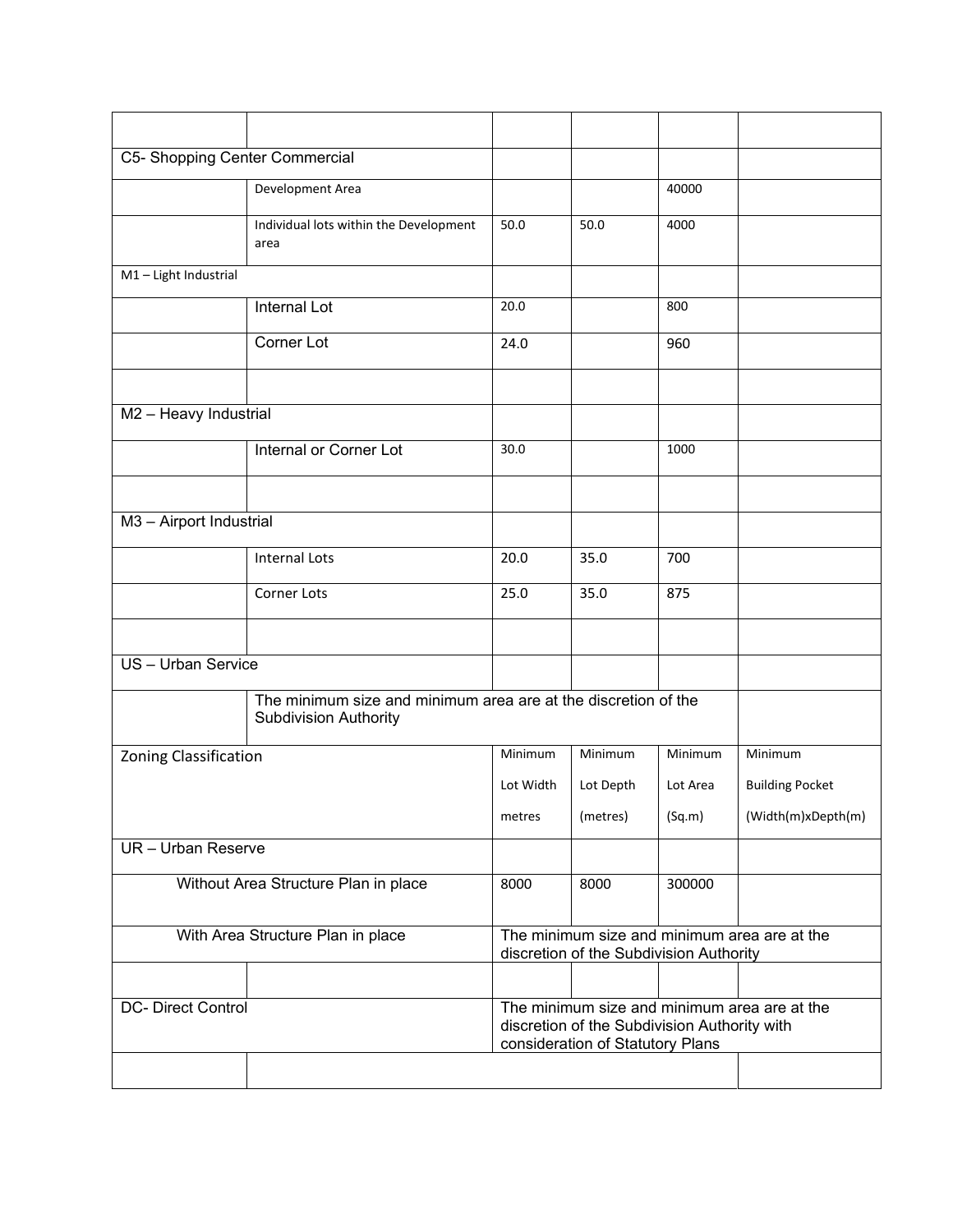| | | | | | |
|---|---|---|---|---|---|
| C5- Shopping Center Commercial | | | | | |
| | Development Area | | | 40000 | |
| | Individual lots within the Development area | 50.0 | 50.0 | 4000 | |
| M1 – Light Industrial | | | | | |
| | Internal Lot | 20.0 | | 800 | |
| | Corner Lot | 24.0 | | 960 | |
| | | | | | |
| M2 – Heavy Industrial | | | | | |
| | Internal or Corner Lot | 30.0 | | 1000 | |
| | | | | | |
| M3 – Airport Industrial | | | | | |
| | Internal Lots | 20.0 | 35.0 | 700 | |
| | Corner Lots | 25.0 | 35.0 | 875 | |
| | | | | | |
| US – Urban Service | | | | | |
| | The minimum size and minimum area are at the discretion of the Subdivision Authority | | | | |
| Zoning Classification | | Minimum Lot Width metres | Minimum Lot Depth (metres) | Minimum Lot Area (Sq.m) | Minimum Building Pocket (Width(m)xDepth(m) |
| UR – Urban Reserve | | | | | |
| Without Area Structure Plan in place | | 8000 | 8000 | 300000 | |
| With Area Structure Plan in place | | The minimum size and minimum area are at the discretion of the Subdivision Authority | | | |
| | | | | | |
| DC- Direct Control | | The minimum size and minimum area are at the discretion of the Subdivision Authority with consideration of Statutory Plans | | | |
| | | | | | |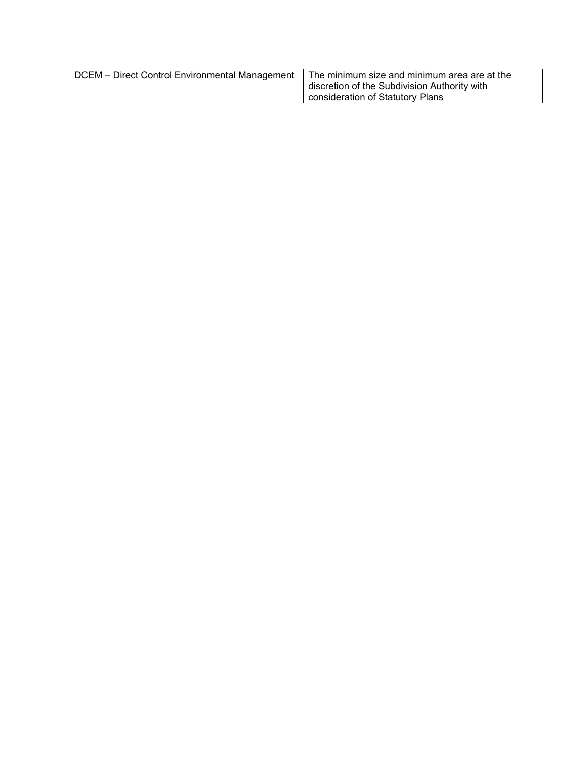| | |
|---|---|
| DCEM – Direct Control Environmental Management | The minimum size and minimum area are at the discretion of the Subdivision Authority with consideration of Statutory Plans |